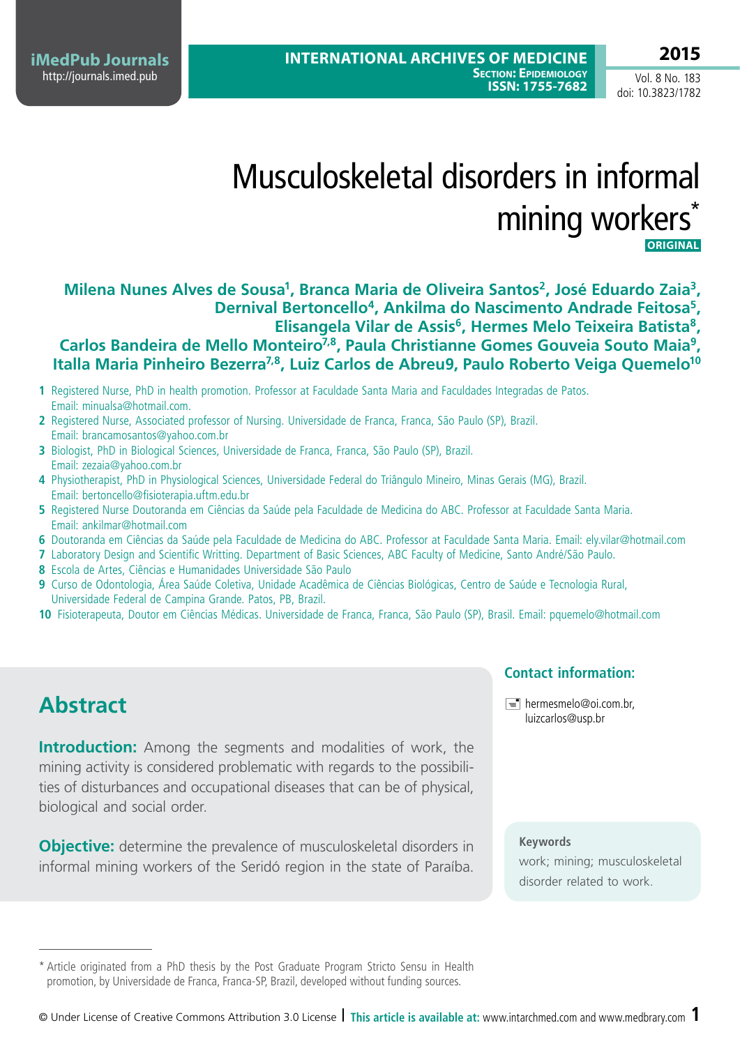# Musculoskeletal disorders in informal mining workers*

ORIGINAL

**Milena Nunes Alves de Sousa[1], Branca Maria de Oliveira Santos[2], José Eduardo Zaia[3], Dernival Bertoncello[4], Ankilma do Nascimento Andrade Feitosa[5], Elisangela Vilar de Assis[6], Hermes Melo Teixeira Batista[8], Carlos Bandeira de Mello Monteiro[7,8], Paula Christianne Gomes Gouveia Souto Maia[9], Italla Maria Pinheiro Bezerra[7,8], Luiz Carlos de Abreu9, Paulo Roberto Veiga Quemelo[10]**

1. Registered Nurse, PhD in health promotion. Professor at Faculdade Santa Maria and Faculdades Integradas de Patos. Email: minualsa@hotmail.com.
2. Registered Nurse, Associated professor of Nursing. Universidade de Franca, Franca, São Paulo (SP), Brazil. Email: brancamosantos@yahoo.com.br
3. Biologist, PhD in Biological Sciences, Universidade de Franca, Franca, São Paulo (SP), Brazil. Email: zezaia@yahoo.com.br
4. Physiotherapist, PhD in Physiological Sciences, Universidade Federal do Triângulo Mineiro, Minas Gerais (MG), Brazil. Email: bertoncello@fisioterapia.uftm.edu.br
5. Registered Nurse Doutoranda em Ciências da Saúde pela Faculdade de Medicina do ABC. Professor at Faculdade Santa Maria. Email: ankilmar@hotmail.com
6. Doutoranda em Ciências da Saúde pela Faculdade de Medicina do ABC. Professor at Faculdade Santa Maria. Email: ely.vilar@hotmail.com
7. Laboratory Design and Scientific Writting. Department of Basic Sciences, ABC Faculty of Medicine, Santo André/São Paulo.
8. Escola de Artes, Ciências e Humanidades Universidade São Paulo
9. Curso de Odontologia, Área Saúde Coletiva, Unidade Acadêmica de Ciências Biológicas, Centro de Saúde e Tecnologia Rural, Universidade Federal de Campina Grande. Patos, PB, Brazil.
10. Fisioterapeuta, Doutor em Ciências Médicas. Universidade de Franca, Franca, São Paulo (SP), Brasil. Email: pquemelo@hotmail.com

### Contact information:

hermesmelo@oi.com.br, luizcarlos@usp.br

## Abstract

**Introduction:** Among the segments and modalities of work, the mining activity is considered problematic with regards to the possibilities of disturbances and occupational diseases that can be of physical, biological and social order.

**Objective:** determine the prevalence of musculoskeletal disorders in informal mining workers of the Seridó region in the state of Paraíba.

**Keywords**

work; mining; musculoskeletal disorder related to work.

\* Article originated from a PhD thesis by the Post Graduate Program Stricto Sensu in Health promotion, by Universidade de Franca, Franca-SP, Brazil, developed without funding sources.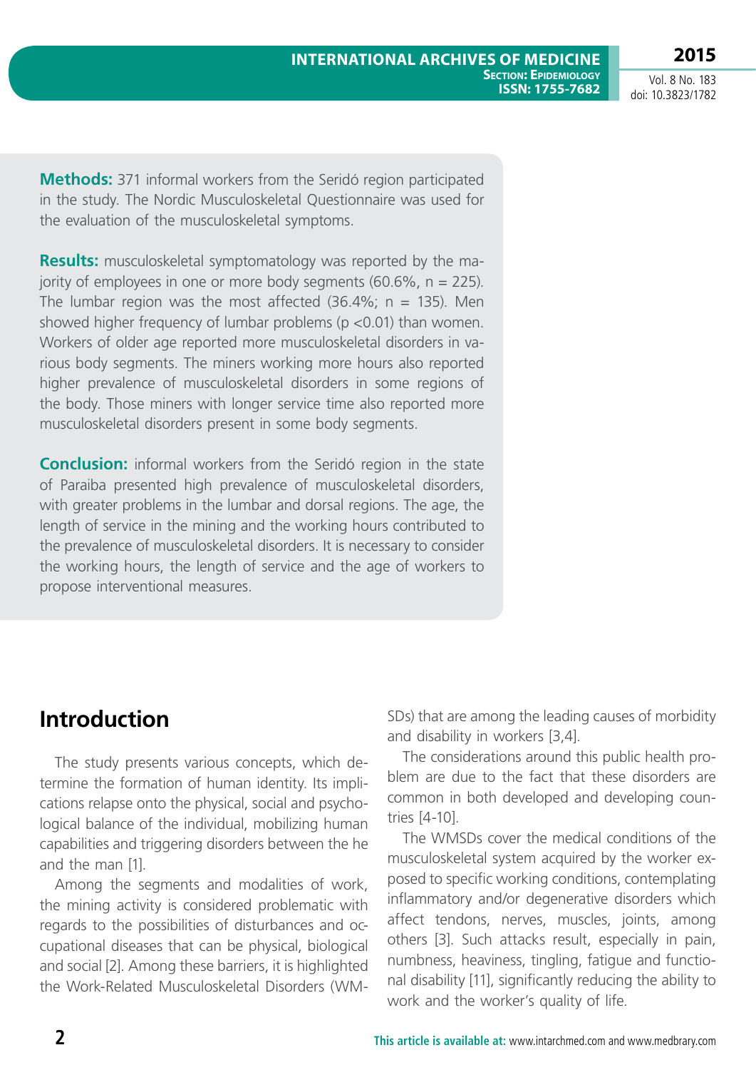**Methods:** 371 informal workers from the Seridó region participated in the study. The Nordic Musculoskeletal Questionnaire was used for the evaluation of the musculoskeletal symptoms.

**Results:** musculoskeletal symptomatology was reported by the majority of employees in one or more body segments (60.6%, n = 225). The lumbar region was the most affected (36.4%; n = 135). Men showed higher frequency of lumbar problems ($p < 0.01$) than women. Workers of older age reported more musculoskeletal disorders in various body segments. The miners working more hours also reported higher prevalence of musculoskeletal disorders in some regions of the body. Those miners with longer service time also reported more musculoskeletal disorders present in some body segments.

**Conclusion:** informal workers from the Seridó region in the state of Paraiba presented high prevalence of musculoskeletal disorders, with greater problems in the lumbar and dorsal regions. The age, the length of service in the mining and the working hours contributed to the prevalence of musculoskeletal disorders. It is necessary to consider the working hours, the length of service and the age of workers to propose interventional measures.

## Introduction

The study presents various concepts, which determine the formation of human identity. Its implications relapse onto the physical, social and psychological balance of the individual, mobilizing human capabilities and triggering disorders between the he and the man [1].

Among the segments and modalities of work, the mining activity is considered problematic with regards to the possibilities of disturbances and occupational diseases that can be physical, biological and social [2]. Among these barriers, it is highlighted the Work-Related Musculoskeletal Disorders (WMSDs) that are among the leading causes of morbidity and disability in workers [3,4].

The considerations around this public health problem are due to the fact that these disorders are common in both developed and developing countries [4-10].

The WMSDs cover the medical conditions of the musculoskeletal system acquired by the worker exposed to specific working conditions, contemplating inflammatory and/or degenerative disorders which affect tendons, nerves, muscles, joints, among others [3]. Such attacks result, especially in pain, numbness, heaviness, tingling, fatigue and functional disability [11], significantly reducing the ability to work and the worker's quality of life.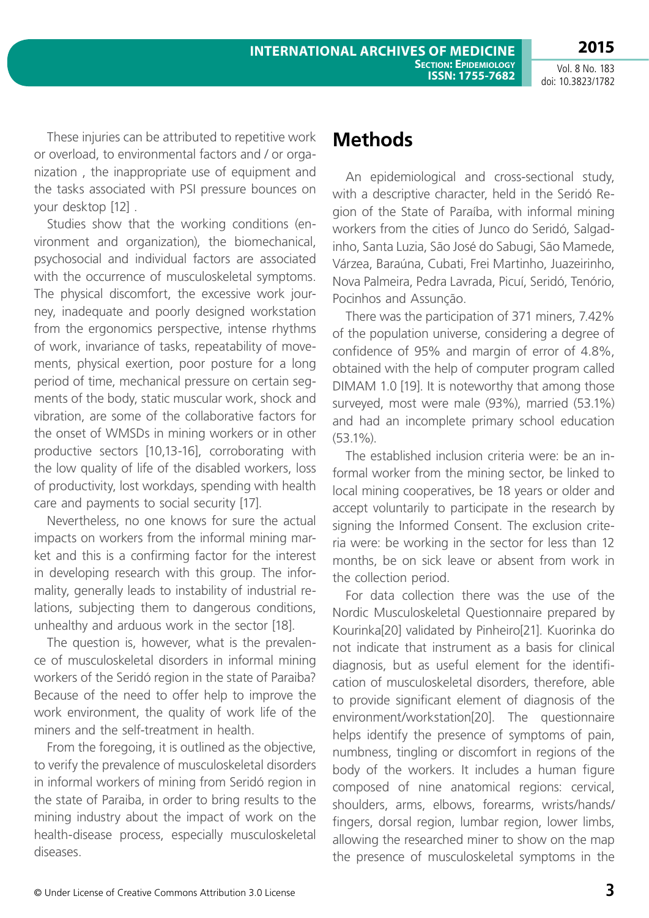These injuries can be attributed to repetitive work or overload, to environmental factors and / or organization , the inappropriate use of equipment and the tasks associated with PSI pressure bounces on your desktop [12] .

Studies show that the working conditions (environment and organization), the biomechanical, psychosocial and individual factors are associated with the occurrence of musculoskeletal symptoms. The physical discomfort, the excessive work journey, inadequate and poorly designed workstation from the ergonomics perspective, intense rhythms of work, invariance of tasks, repeatability of movements, physical exertion, poor posture for a long period of time, mechanical pressure on certain segments of the body, static muscular work, shock and vibration, are some of the collaborative factors for the onset of WMSDs in mining workers or in other productive sectors [10,13-16], corroborating with the low quality of life of the disabled workers, loss of productivity, lost workdays, spending with health care and payments to social security [17].

Nevertheless, no one knows for sure the actual impacts on workers from the informal mining market and this is a confirming factor for the interest in developing research with this group. The informality, generally leads to instability of industrial relations, subjecting them to dangerous conditions, unhealthy and arduous work in the sector [18].

The question is, however, what is the prevalence of musculoskeletal disorders in informal mining workers of the Seridó region in the state of Paraiba? Because of the need to offer help to improve the work environment, the quality of work life of the miners and the self-treatment in health.

From the foregoing, it is outlined as the objective, to verify the prevalence of musculoskeletal disorders in informal workers of mining from Seridó region in the state of Paraiba, in order to bring results to the mining industry about the impact of work on the health-disease process, especially musculoskeletal diseases.

## Methods

An epidemiological and cross-sectional study, with a descriptive character, held in the Seridó Region of the State of Paraíba, with informal mining workers from the cities of Junco do Seridó, Salgadinho, Santa Luzia, São José do Sabugi, São Mamede, Várzea, Baraúna, Cubati, Frei Martinho, Juazeirinho, Nova Palmeira, Pedra Lavrada, Picuí, Seridó, Tenório, Pocinhos and Assunção.

There was the participation of 371 miners, 7.42% of the population universe, considering a degree of confidence of 95% and margin of error of 4.8%, obtained with the help of computer program called DIMAM 1.0 [19]. It is noteworthy that among those surveyed, most were male (93%), married (53.1%) and had an incomplete primary school education (53.1%).

The established inclusion criteria were: be an informal worker from the mining sector, be linked to local mining cooperatives, be 18 years or older and accept voluntarily to participate in the research by signing the Informed Consent. The exclusion criteria were: be working in the sector for less than 12 months, be on sick leave or absent from work in the collection period.

For data collection there was the use of the Nordic Musculoskeletal Questionnaire prepared by Kourinka[20] validated by Pinheiro[21]. Kuorinka do not indicate that instrument as a basis for clinical diagnosis, but as useful element for the identification of musculoskeletal disorders, therefore, able to provide significant element of diagnosis of the environment/workstation[20]. The questionnaire helps identify the presence of symptoms of pain, numbness, tingling or discomfort in regions of the body of the workers. It includes a human figure composed of nine anatomical regions: cervical, shoulders, arms, elbows, forearms, wrists/hands/fingers, dorsal region, lumbar region, lower limbs, allowing the researched miner to show on the map the presence of musculoskeletal symptoms in the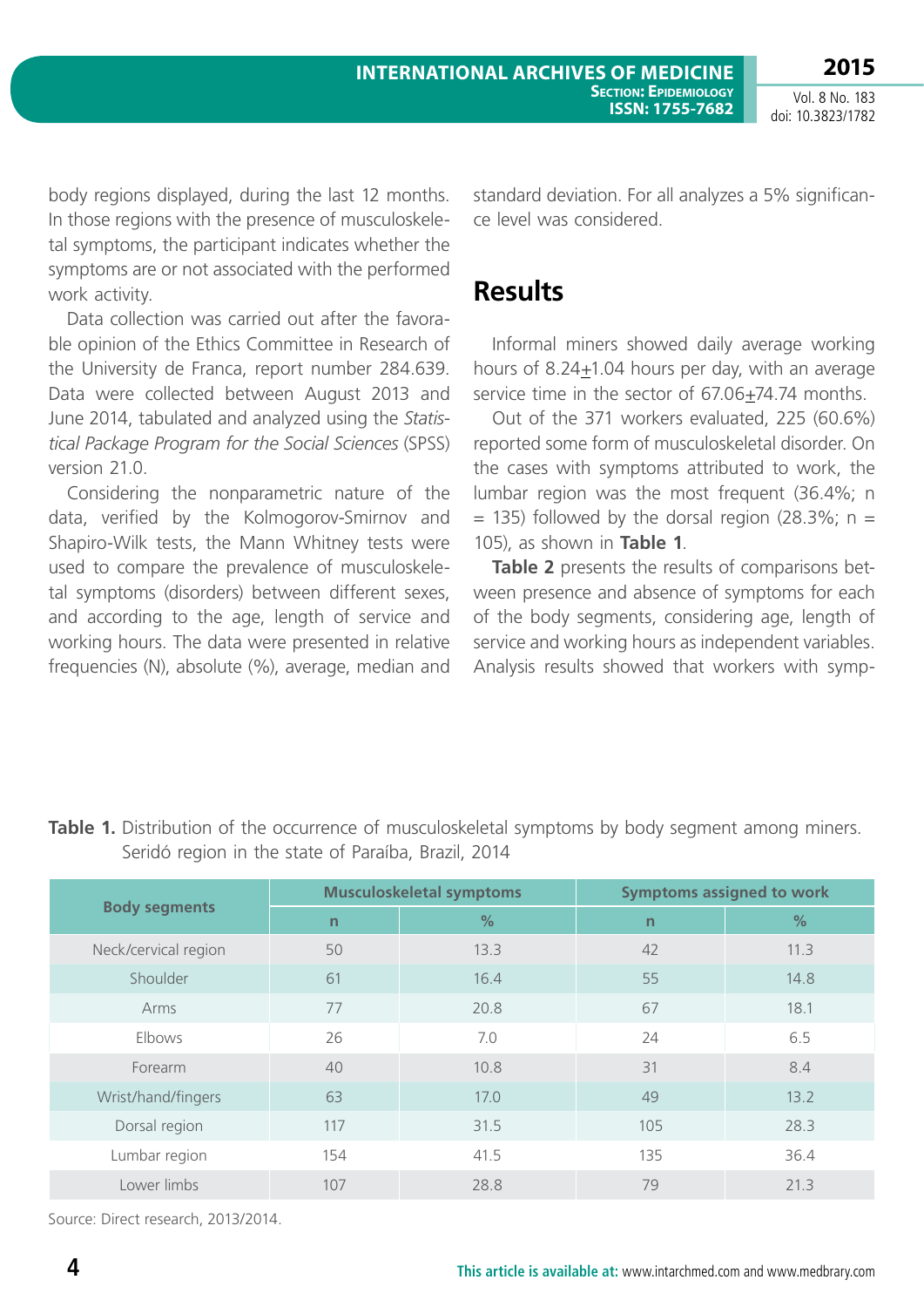body regions displayed, during the last 12 months. In those regions with the presence of musculoskeletal symptoms, the participant indicates whether the symptoms are or not associated with the performed work activity.

Data collection was carried out after the favorable opinion of the Ethics Committee in Research of the University de Franca, report number 284.639. Data were collected between August 2013 and June 2014, tabulated and analyzed using the *Statistical Package Program for the Social Sciences* (SPSS) version 21.0.

Considering the nonparametric nature of the data, verified by the Kolmogorov-Smirnov and Shapiro-Wilk tests, the Mann Whitney tests were used to compare the prevalence of musculoskeletal symptoms (disorders) between different sexes, and according to the age, length of service and working hours. The data were presented in relative frequencies (N), absolute (%), average, median and standard deviation. For all analyzes a 5% significance level was considered.

## Results

Informal miners showed daily average working hours of 8.24$\pm$1.04 hours per day, with an average service time in the sector of 67.06$\pm$74.74 months.

Out of the 371 workers evaluated, 225 (60.6%) reported some form of musculoskeletal disorder. On the cases with symptoms attributed to work, the lumbar region was the most frequent (36.4%; n = 135) followed by the dorsal region (28.3%; n = 105), as shown in **Table 1**.

**Table 2** presents the results of comparisons between presence and absence of symptoms for each of the body segments, considering age, length of service and working hours as independent variables. Analysis results showed that workers with symp-

**Table 1.** Distribution of the occurrence of musculoskeletal symptoms by body segment among miners. Seridó region in the state of Paraíba, Brazil, 2014

| Body segments | Musculoskeletal symptoms | | Symptoms assigned to work | |
|---|---|---|---|---|
| | n | % | n | % |
| Neck/cervical region | 50 | 13.3 | 42 | 11.3 |
| Shoulder | 61 | 16.4 | 55 | 14.8 |
| Arms | 77 | 20.8 | 67 | 18.1 |
| Elbows | 26 | 7.0 | 24 | 6.5 |
| Forearm | 40 | 10.8 | 31 | 8.4 |
| Wrist/hand/fingers | 63 | 17.0 | 49 | 13.2 |
| Dorsal region | 117 | 31.5 | 105 | 28.3 |
| Lumbar region | 154 | 41.5 | 135 | 36.4 |
| Lower limbs | 107 | 28.8 | 79 | 21.3 |

Source: Direct research, 2013/2014.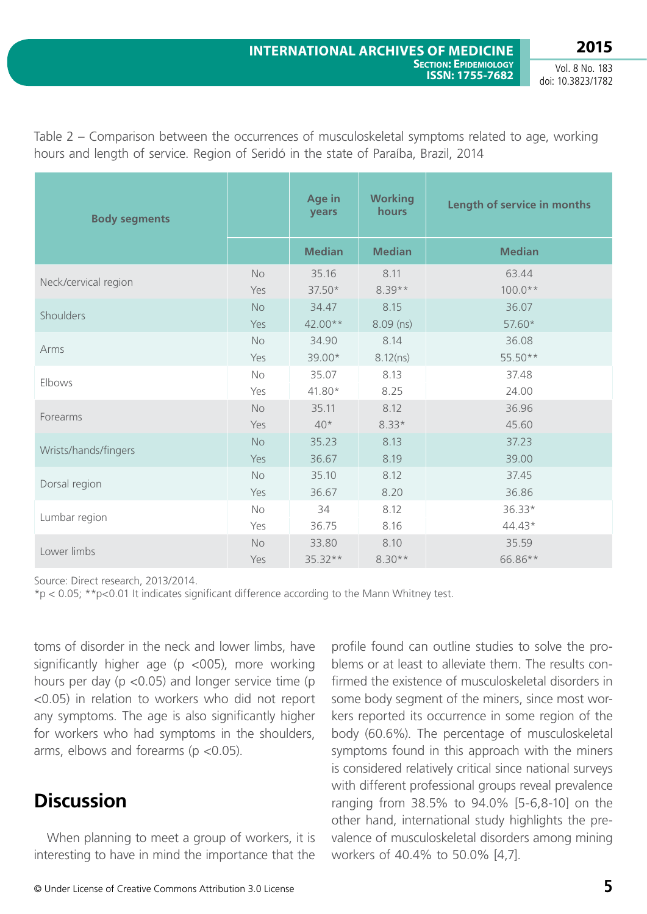Table 2 – Comparison between the occurrences of musculoskeletal symptoms related to age, working hours and length of service. Region of Seridó in the state of Paraíba, Brazil, 2014

| Body segments | | Age in years | Working hours | Length of service in months |
|---|---|---|---|---|
| | | Median | Median | Median |
| Neck/cervical region | No | 35.16 | 8.11 | 63.44 |
| | Yes | 37.50* | 8.39** | 100.0** |
| Shoulders | No | 34.47 | 8.15 | 36.07 |
| | Yes | 42.00** | 8.09 (ns) | 57.60* |
| Arms | No | 34.90 | 8.14 | 36.08 |
| | Yes | 39.00* | 8.12(ns) | 55.50** |
| Elbows | No | 35.07 | 8.13 | 37.48 |
| | Yes | 41.80* | 8.25 | 24.00 |
| Forearms | No | 35.11 | 8.12 | 36.96 |
| | Yes | 40* | 8.33* | 45.60 |
| Wrists/hands/fingers | No | 35.23 | 8.13 | 37.23 |
| | Yes | 36.67 | 8.19 | 39.00 |
| Dorsal region | No | 35.10 | 8.12 | 37.45 |
| | Yes | 36.67 | 8.20 | 36.86 |
| Lumbar region | No | 34 | 8.12 | 36.33* |
| | Yes | 36.75 | 8.16 | 44.43* |
| Lower limbs | No | 33.80 | 8.10 | 35.59 |
| | Yes | 35.32** | 8.30** | 66.86** |

Source: Direct research, 2013/2014.
*$p < 0.05$; **$p<0.01$ It indicates significant difference according to the Mann Whitney test.

toms of disorder in the neck and lower limbs, have significantly higher age ($p <005$), more working hours per day ($p <0.05$) and longer service time ($p <0.05$) in relation to workers who did not report any symptoms. The age is also significantly higher for workers who had symptoms in the shoulders, arms, elbows and forearms ($p <0.05$).

## Discussion

When planning to meet a group of workers, it is interesting to have in mind the importance that the profile found can outline studies to solve the problems or at least to alleviate them. The results confirmed the existence of musculoskeletal disorders in some body segment of the miners, since most workers reported its occurrence in some region of the body (60.6%). The percentage of musculoskeletal symptoms found in this approach with the miners is considered relatively critical since national surveys with different professional groups reveal prevalence ranging from 38.5% to 94.0% [5-6,8-10] on the other hand, international study highlights the prevalence of musculoskeletal disorders among mining workers of 40.4% to 50.0% [4,7].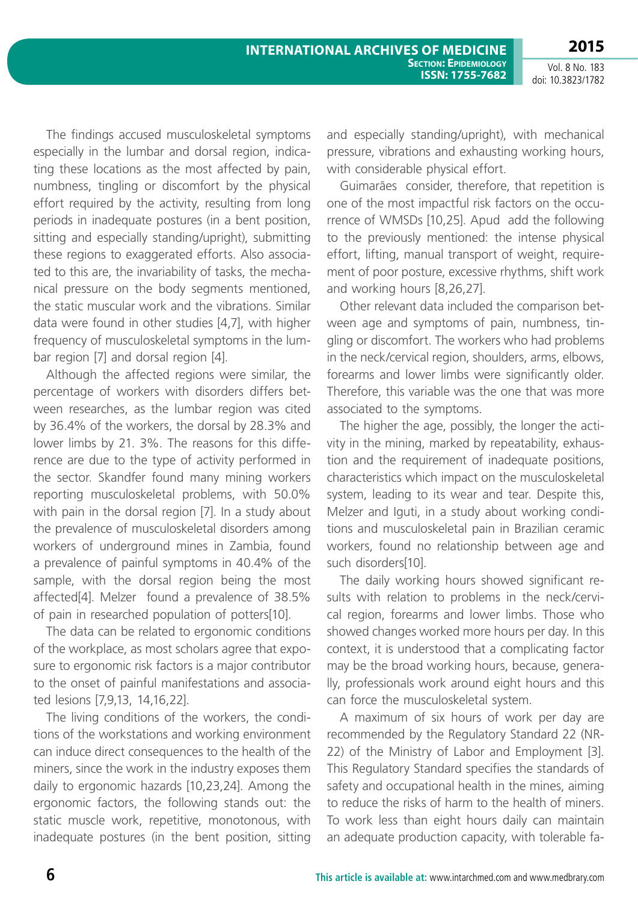The findings accused musculoskeletal symptoms especially in the lumbar and dorsal region, indicating these locations as the most affected by pain, numbness, tingling or discomfort by the physical effort required by the activity, resulting from long periods in inadequate postures (in a bent position, sitting and especially standing/upright), submitting these regions to exaggerated efforts. Also associated to this are, the invariability of tasks, the mechanical pressure on the body segments mentioned, the static muscular work and the vibrations. Similar data were found in other studies [4,7], with higher frequency of musculoskeletal symptoms in the lumbar region [7] and dorsal region [4].

Although the affected regions were similar, the percentage of workers with disorders differs between researches, as the lumbar region was cited by 36.4% of the workers, the dorsal by 28.3% and lower limbs by 21. 3%. The reasons for this difference are due to the type of activity performed in the sector. Skandfer found many mining workers reporting musculoskeletal problems, with 50.0% with pain in the dorsal region [7]. In a study about the prevalence of musculoskeletal disorders among workers of underground mines in Zambia, found a prevalence of painful symptoms in 40.4% of the sample, with the dorsal region being the most affected[4]. Melzer found a prevalence of 38.5% of pain in researched population of potters[10].

The data can be related to ergonomic conditions of the workplace, as most scholars agree that exposure to ergonomic risk factors is a major contributor to the onset of painful manifestations and associated lesions [7,9,13, 14,16,22].

The living conditions of the workers, the conditions of the workstations and working environment can induce direct consequences to the health of the miners, since the work in the industry exposes them daily to ergonomic hazards [10,23,24]. Among the ergonomic factors, the following stands out: the static muscle work, repetitive, monotonous, with inadequate postures (in the bent position, sitting and especially standing/upright), with mechanical pressure, vibrations and exhausting working hours, with considerable physical effort.

Guimarães consider, therefore, that repetition is one of the most impactful risk factors on the occurrence of WMSDs [10,25]. Apud add the following to the previously mentioned: the intense physical effort, lifting, manual transport of weight, requirement of poor posture, excessive rhythms, shift work and working hours [8,26,27].

Other relevant data included the comparison between age and symptoms of pain, numbness, tingling or discomfort. The workers who had problems in the neck/cervical region, shoulders, arms, elbows, forearms and lower limbs were significantly older. Therefore, this variable was the one that was more associated to the symptoms.

The higher the age, possibly, the longer the activity in the mining, marked by repeatability, exhaustion and the requirement of inadequate positions, characteristics which impact on the musculoskeletal system, leading to its wear and tear. Despite this, Melzer and Iguti, in a study about working conditions and musculoskeletal pain in Brazilian ceramic workers, found no relationship between age and such disorders[10].

The daily working hours showed significant results with relation to problems in the neck/cervical region, forearms and lower limbs. Those who showed changes worked more hours per day. In this context, it is understood that a complicating factor may be the broad working hours, because, generally, professionals work around eight hours and this can force the musculoskeletal system.

A maximum of six hours of work per day are recommended by the Regulatory Standard 22 (NR-22) of the Ministry of Labor and Employment [3]. This Regulatory Standard specifies the standards of safety and occupational health in the mines, aiming to reduce the risks of harm to the health of miners. To work less than eight hours daily can maintain an adequate production capacity, with tolerable fa-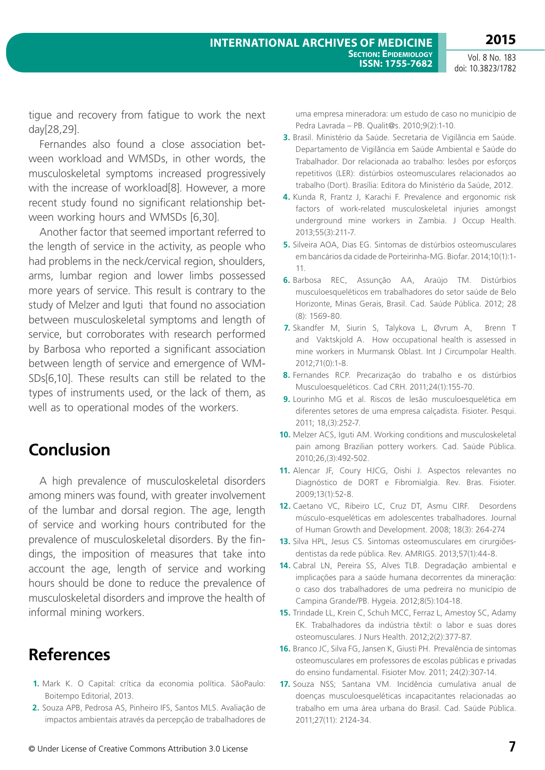tigue and recovery from fatigue to work the next day[28,29].

Fernandes also found a close association between workload and WMSDs, in other words, the musculoskeletal symptoms increased progressively with the increase of workload[8]. However, a more recent study found no significant relationship between working hours and WMSDs [6,30].

Another factor that seemed important referred to the length of service in the activity, as people who had problems in the neck/cervical region, shoulders, arms, lumbar region and lower limbs possessed more years of service. This result is contrary to the study of Melzer and Iguti that found no association between musculoskeletal symptoms and length of service, but corroborates with research performed by Barbosa who reported a significant association between length of service and emergence of WMSDs[6,10]. These results can still be related to the types of instruments used, or the lack of them, as well as to operational modes of the workers.

## Conclusion

A high prevalence of musculoskeletal disorders among miners was found, with greater involvement of the lumbar and dorsal region. The age, length of service and working hours contributed for the prevalence of musculoskeletal disorders. By the findings, the imposition of measures that take into account the age, length of service and working hours should be done to reduce the prevalence of musculoskeletal disorders and improve the health of informal mining workers.

## References

1. Mark K. O Capital: crítica da economia política. SãoPaulo: Boitempo Editorial, 2013.
2. Souza APB, Pedrosa AS, Pinheiro IFS, Santos MLS. Avaliação de impactos ambientais através da percepção de trabalhadores de uma empresa mineradora: um estudo de caso no município de Pedra Lavrada – PB. Qualit@s. 2010;9(2):1-10.
3. Brasil. Ministério da Saúde. Secretaria de Vigilância em Saúde. Departamento de Vigilância em Saúde Ambiental e Saúde do Trabalhador. Dor relacionada ao trabalho: lesões por esforços repetitivos (LER): distúrbios osteomusculares relacionados ao trabalho (Dort). Brasília: Editora do Ministério da Saúde, 2012.
4. Kunda R, Frantz J, Karachi F. Prevalence and ergonomic risk factors of work-related musculoskeletal injuries amongst underground mine workers in Zambia. J Occup Health. 2013;55(3):211-7.
5. Silveira AOA, Dias EG. Sintomas de distúrbios osteomusculares em bancários da cidade de Porteirinha-MG. Biofar. 2014;10(1):1-11.
6. Barbosa REC, Assunção AA, Araújo TM. Distúrbios musculoesqueléticos em trabalhadores do setor saúde de Belo Horizonte, Minas Gerais, Brasil. Cad. Saúde Pública. 2012; 28 (8): 1569-80.
7. Skandfer M, Siurin S, Talykova L, Øvrum A, Brenn T and Vaktskjold A. How occupational health is assessed in mine workers in Murmansk Oblast. Int J Circumpolar Health. 2012;71(0):1-8.
8. Fernandes RCP. Precarização do trabalho e os distúrbios Musculoesqueléticos. Cad CRH. 2011;24(1):155-70.
9. Lourinho MG et al. Riscos de lesão musculoesquelética em diferentes setores de uma empresa calçadista. Fisioter. Pesqui. 2011; 18,(3):252-7.
10. Melzer ACS, Iguti AM. Working conditions and musculoskeletal pain among Brazilian pottery workers. Cad. Saúde Pública. 2010;26,(3):492-502.
11. Alencar JF, Coury HJCG, Oishi J. Aspectos relevantes no Diagnóstico de DORT e Fibromialgia. Rev. Bras. Fisioter. 2009;13(1):52-8.
12. Caetano VC, Ribeiro LC, Cruz DT, Asmu CIRF. Desordens músculo-esqueléticas em adolescentes trabalhadores. Journal of Human Growth and Development. 2008; 18(3): 264-274
13. Silva HPL, Jesus CS. Sintomas osteomusculares em cirurgiões-dentistas da rede pública. Rev. AMRIGS. 2013;57(1):44-8.
14. Cabral LN, Pereira SS, Alves TLB. Degradação ambiental e implicações para a saúde humana decorrentes da mineração: o caso dos trabalhadores de uma pedreira no município de Campina Grande/PB. Hygeia. 2012;8(5):104-18.
15. Trindade LL, Krein C, Schuh MCC, Ferraz L, Amestoy SC, Adamy EK. Trabalhadores da indústria têxtil: o labor e suas dores osteomusculares. J Nurs Health. 2012;2(2):377-87.
16. Branco JC, Silva FG, Jansen K, Giusti PH. Prevalência de sintomas osteomusculares em professores de escolas públicas e privadas do ensino fundamental. Fisioter Mov. 2011; 24(2):307-14.
17. Souza NSS; Santana VM. Incidência cumulativa anual de doenças musculoesqueléticas incapacitantes relacionadas ao trabalho em uma área urbana do Brasil. Cad. Saúde Pública. 2011;27(11): 2124-34.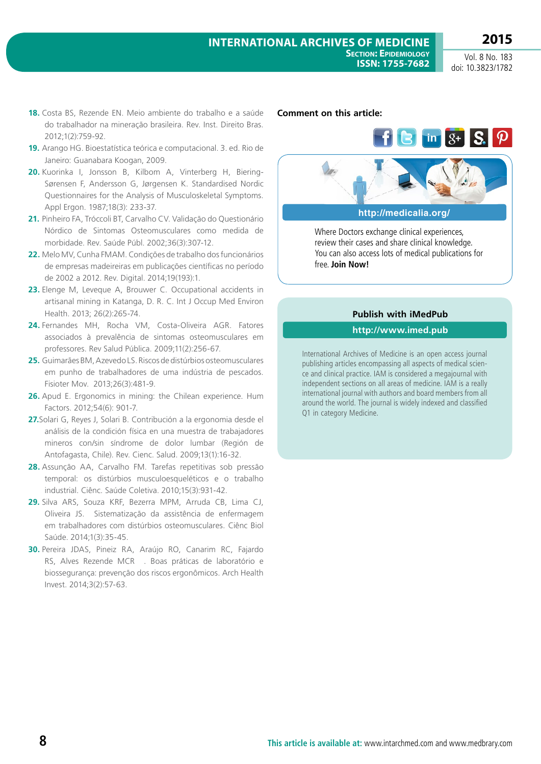18. Costa BS, Rezende EN. Meio ambiente do trabalho e a saúde do trabalhador na mineração brasileira. Rev. Inst. Direito Bras. 2012;1(2):759-92.
19. Arango HG. Bioestatística teórica e computacional. 3. ed. Rio de Janeiro: Guanabara Koogan, 2009.
20. Kuorinka I, Jonsson B, Kilbom A, Vinterberg H, Biering-Sørensen F, Andersson G, Jørgensen K. Standardised Nordic Questionnaires for the Analysis of Musculoskeletal Symptoms. Appl Ergon. 1987;18(3): 233-37.
21. Pinheiro FA, Tróccoli BT, Carvalho CV. Validação do Questionário Nórdico de Sintomas Osteomusculares como medida de morbidade. Rev. Saúde Públ. 2002;36(3):307-12.
22. Melo MV, Cunha FMAM. Condições de trabalho dos funcionários de empresas madeireiras em publicações científicas no período de 2002 a 2012. Rev. Digital. 2014;19(193):1.
23. Elenge M, Leveque A, Brouwer C. Occupational accidents in artisanal mining in Katanga, D. R. C. Int J Occup Med Environ Health. 2013; 26(2):265-74.
24. Fernandes MH, Rocha VM, Costa-Oliveira AGR. Fatores associados à prevalência de sintomas osteomusculares em professores. Rev Salud Pública. 2009;11(2):256-67.
25. Guimarães BM, Azevedo LS. Riscos de distúrbios osteomusculares em punho de trabalhadores de uma indústria de pescados. Fisioter Mov. 2013;26(3):481-9.
26. Apud E. Ergonomics in mining: the Chilean experience. Hum Factors. 2012;54(6): 901-7.
27. Solari G, Reyes J, Solari B. Contribución a la ergonomia desde el análisis de la condición física en una muestra de trabajadores mineros con/sin síndrome de dolor lumbar (Región de Antofagasta, Chile). Rev. Cienc. Salud. 2009;13(1):16-32.
28. Assunção AA, Carvalho FM. Tarefas repetitivas sob pressão temporal: os distúrbios musculoesqueléticos e o trabalho industrial. Ciênc. Saúde Coletiva. 2010;15(3):931-42.
29. Silva ARS, Souza KRF, Bezerra MPM, Arruda CB, Lima CJ, Oliveira JS. Sistematização da assistência de enfermagem em trabalhadores com distúrbios osteomusculares. Ciênc Biol Saúde. 2014;1(3):35-45.
30. Pereira JDAS, Pineiz RA, Araújo RO, Canarim RC, Fajardo RS, Alves Rezende MCR . Boas práticas de laboratório e biossegurança: prevenção dos riscos ergonômicos. Arch Health Invest. 2014;3(2):57-63.

**Comment on this article:**

**http://medicalia.org/**

Where Doctors exchange clinical experiences, review their cases and share clinical knowledge. You can also access lots of medical publications for free. **Join Now!**

**Publish with iMedPub**

**http://www.imed.pub**

International Archives of Medicine is an open access journal publishing articles encompassing all aspects of medical science and clinical practice. IAM is considered a megajournal with independent sections on all areas of medicine. IAM is a really international journal with authors and board members from all around the world. The journal is widely indexed and classified Q1 in category Medicine.